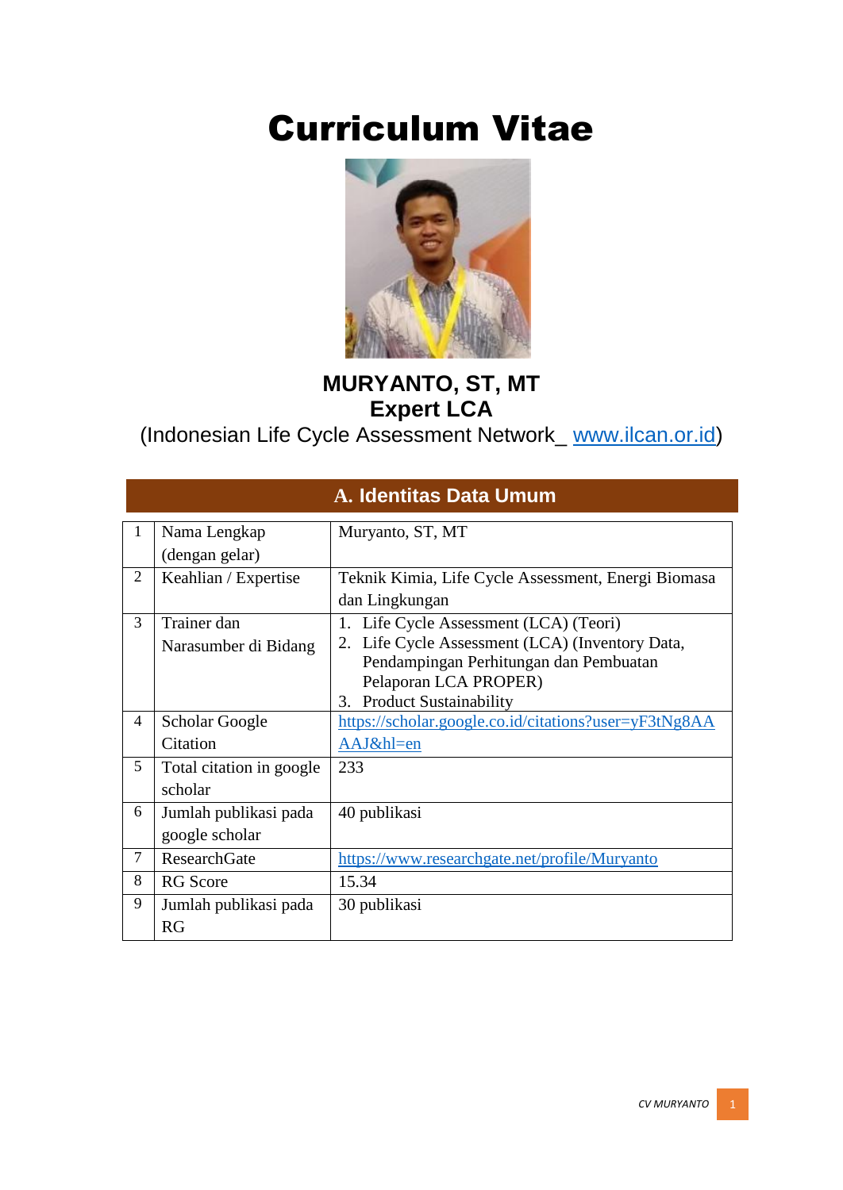# Curriculum Vitae

**MURYANTO, ST, MT**
**Expert LCA**
(Indonesian Life Cycle Assessment Network_ www.ilcan.or.id)

## A. Identitas Data Umum

| No | Item | Keterangan |
|---|---|---|
| 1 | Nama Lengkap (dengan gelar) | Muryanto, ST, MT |
| 2 | Keahlian / Expertise | Teknik Kimia, Life Cycle Assessment, Energi Biomasa dan Lingkungan |
| 3 | Trainer dan Narasumber di Bidang | 1. Life Cycle Assessment (LCA) (Teori)<br>2. Life Cycle Assessment (LCA) (Inventory Data, Pendampingan Perhitungan dan Pembuatan Pelaporan LCA PROPER)<br>3. Product Sustainability |
| 4 | Scholar Google Citation | https://scholar.google.co.id/citations?user=yF3tNg8AAAAJ&hl=en |
| 5 | Total citation in google scholar | 233 |
| 6 | Jumlah publikasi pada google scholar | 40 publikasi |
| 7 | ResearchGate | https://www.researchgate.net/profile/Muryanto |
| 8 | RG Score | 15.34 |
| 9 | Jumlah publikasi pada RG | 30 publikasi |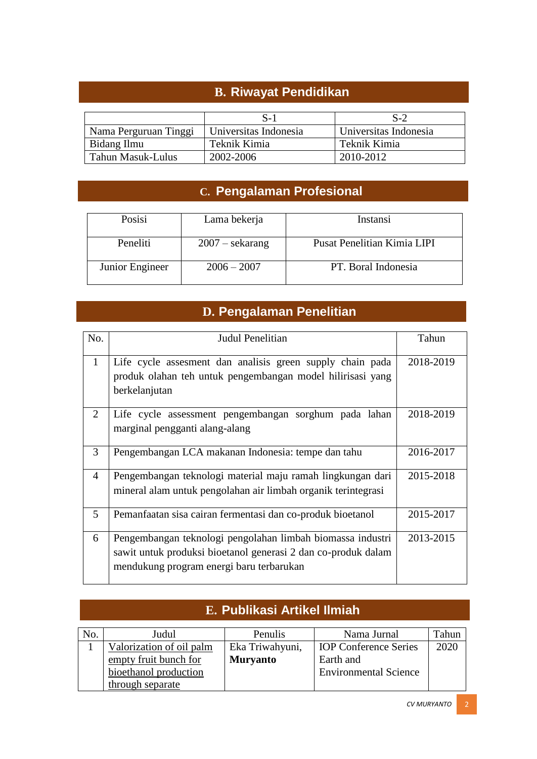## B. Riwayat Pendidikan

| | S-1 | S-2 |
|---|---|---|
| Nama Perguruan Tinggi | Universitas Indonesia | Universitas Indonesia |
| Bidang Ilmu | Teknik Kimia | Teknik Kimia |
| Tahun Masuk-Lulus | 2002-2006 | 2010-2012 |

## C. Pengalaman Profesional

| Posisi | Lama bekerja | Instansi |
|---|---|---|
| Peneliti | 2007 – sekarang | Pusat Penelitian Kimia LIPI |
| Junior Engineer | 2006 – 2007 | PT. Boral Indonesia |

## D. Pengalaman Penelitian

| No. | Judul Penelitian | Tahun |
|---|---|---|
| 1 | Life cycle assesment dan analisis green supply chain pada produk olahan teh untuk pengembangan model hilirisasi yang berkelanjutan | 2018-2019 |
| 2 | Life cycle assessment pengembangan sorghum pada lahan marginal pengganti alang-alang | 2018-2019 |
| 3 | Pengembangan LCA makanan Indonesia: tempe dan tahu | 2016-2017 |
| 4 | Pengembangan teknologi material maju ramah lingkungan dari mineral alam untuk pengolahan air limbah organik terintegrasi | 2015-2018 |
| 5 | Pemanfaatan sisa cairan fermentasi dan co-produk bioetanol | 2015-2017 |
| 6 | Pengembangan teknologi pengolahan limbah biomassa industri sawit untuk produksi bioetanol generasi 2 dan co-produk dalam mendukung program energi baru terbarukan | 2013-2015 |

## E. Publikasi Artikel Ilmiah

| No. | Judul | Penulis | Nama Jurnal | Tahun |
|---|---|---|---|---|
| 1 | Valorization of oil palm empty fruit bunch for bioethanol production through separate | Eka Triwahyuni, **Muryanto** | IOP Conference Series Earth and Environmental Science | 2020 |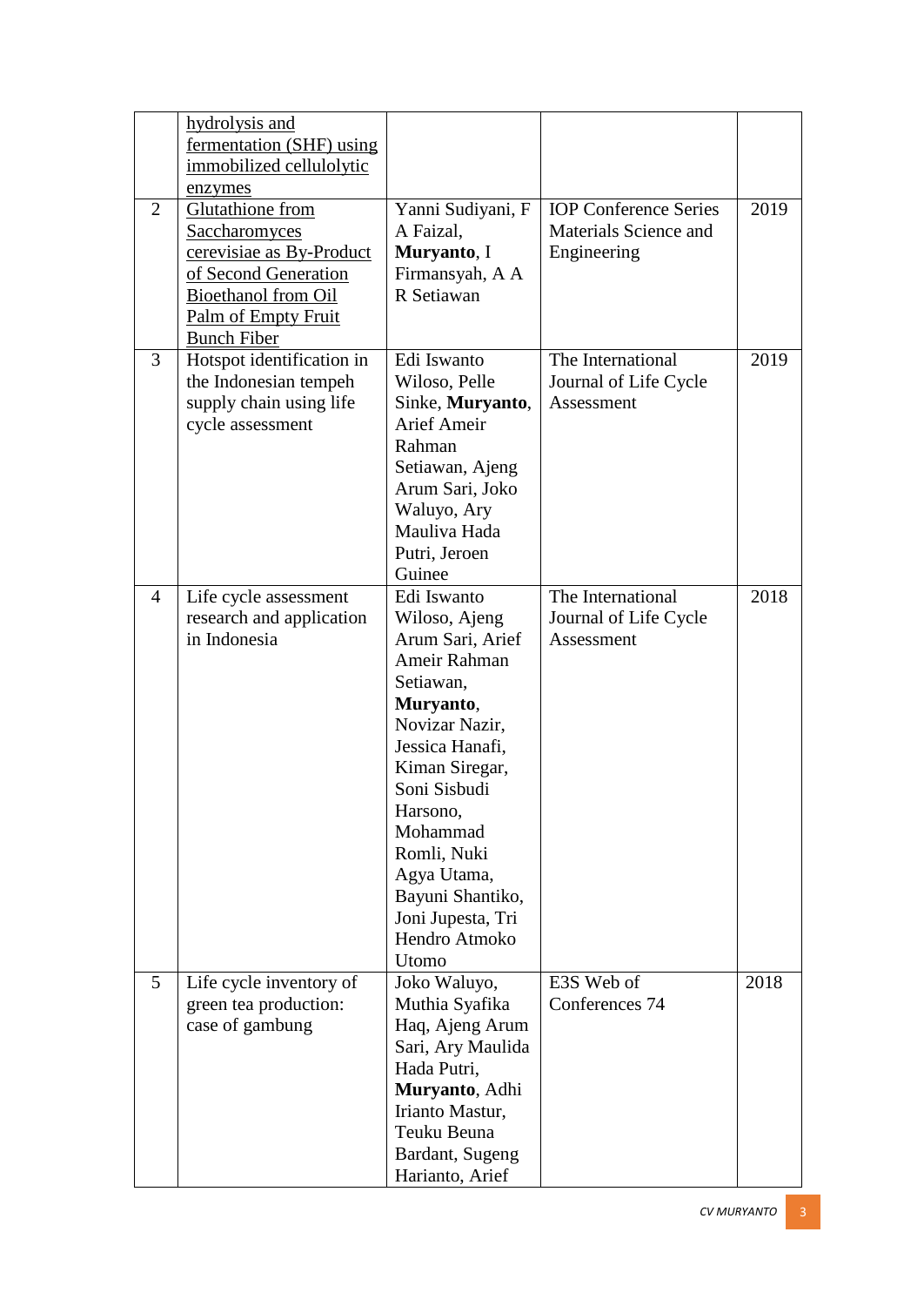| | | | | |
|---|---|---|---|---|
| | hydrolysis and fermentation (SHF) using immobilized cellulolytic enzymes | | | |
| 2 | Glutathione from Saccharomyces cerevisiae as By-Product of Second Generation Bioethanol from Oil Palm of Empty Fruit Bunch Fiber | Yanni Sudiyani, F A Faizal, **Muryanto**, I Firmansyah, A A R Setiawan | IOP Conference Series Materials Science and Engineering | 2019 |
| 3 | Hotspot identification in the Indonesian tempeh supply chain using life cycle assessment | Edi Iswanto Wiloso, Pelle Sinke, **Muryanto**, Arief Ameir Rahman Setiawan, Ajeng Arum Sari, Joko Waluyo, Ary Mauliva Hada Putri, Jeroen Guinee | The International Journal of Life Cycle Assessment | 2019 |
| 4 | Life cycle assessment research and application in Indonesia | Edi Iswanto Wiloso, Ajeng Arum Sari, Arief Ameir Rahman Setiawan, **Muryanto**, Novizar Nazir, Jessica Hanafi, Kiman Siregar, Soni Sisbudi Harsono, Mohammad Romli, Nuki Agya Utama, Bayuni Shantiko, Joni Jupesta, Tri Hendro Atmoko Utomo | The International Journal of Life Cycle Assessment | 2018 |
| 5 | Life cycle inventory of green tea production: case of gambung | Joko Waluyo, Muthia Syafika Haq, Ajeng Arum Sari, Ary Maulida Hada Putri, **Muryanto**, Adhi Irianto Mastur, Teuku Beuna Bardant, Sugeng Harianto, Arief | E3S Web of Conferences 74 | 2018 |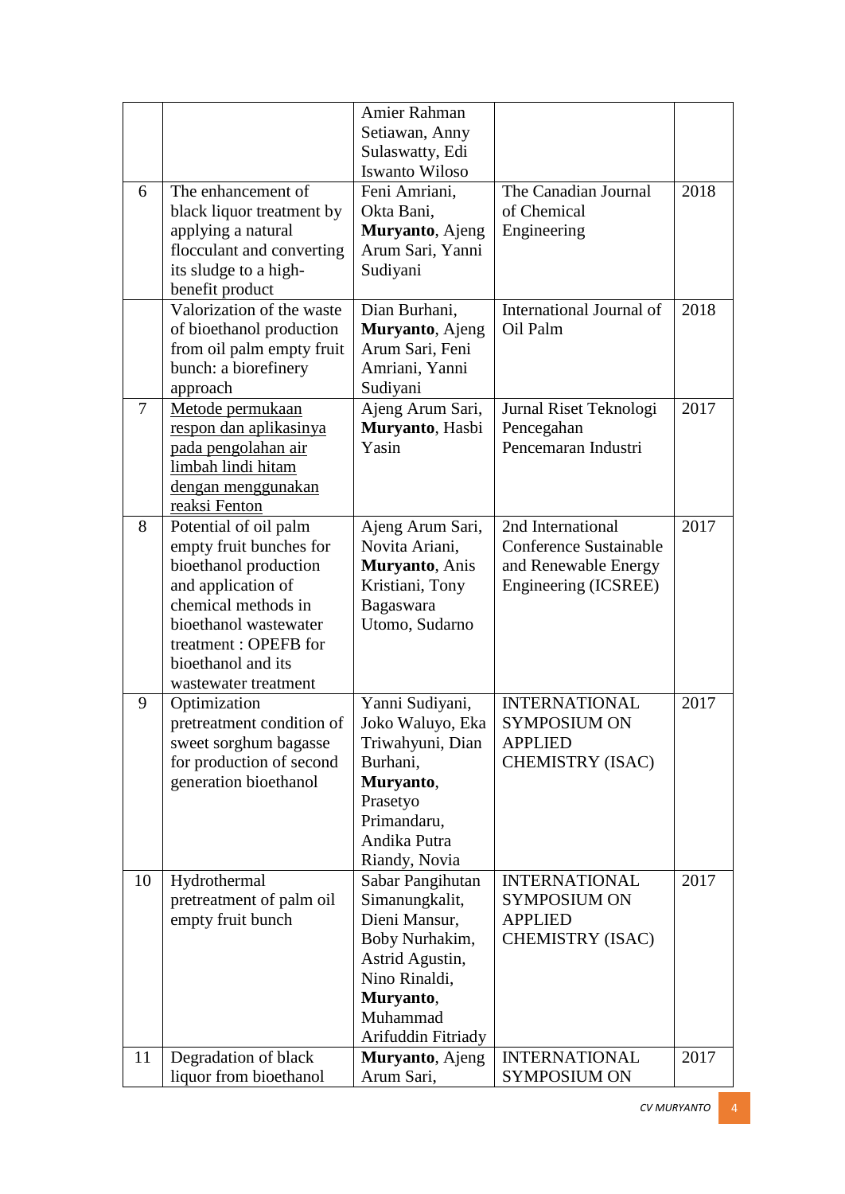| | | | | |
|---|---|---|---|---|
| | | Amier Rahman Setiawan, Anny Sulaswatty, Edi Iswanto Wiloso | | |
| 6 | The enhancement of black liquor treatment by applying a natural flocculant and converting its sludge to a high-benefit product | Feni Amriani, Okta Bani, **Muryanto**, Ajeng Arum Sari, Yanni Sudiyani | The Canadian Journal of Chemical Engineering | 2018 |
| | Valorization of the waste of bioethanol production from oil palm empty fruit bunch: a biorefinery approach | Dian Burhani, **Muryanto**, Ajeng Arum Sari, Feni Amriani, Yanni Sudiyani | International Journal of Oil Palm | 2018 |
| 7 | <u>Metode permukaan respon dan aplikasinya pada pengolahan air limbah lindi hitam dengan menggunakan reaksi Fenton</u> | Ajeng Arum Sari, **Muryanto**, Hasbi Yasin | Jurnal Riset Teknologi Pencegahan Pencemaran Industri | 2017 |
| 8 | Potential of oil palm empty fruit bunches for bioethanol production and application of chemical methods in bioethanol wastewater treatment : OPEFB for bioethanol and its wastewater treatment | Ajeng Arum Sari, Novita Ariani, **Muryanto**, Anis Kristiani, Tony Bagaswara Utomo, Sudarno | 2nd International Conference Sustainable and Renewable Energy Engineering (ICSREE) | 2017 |
| 9 | Optimization pretreatment condition of sweet sorghum bagasse for production of second generation bioethanol | Yanni Sudiyani, Joko Waluyo, Eka Triwahyuni, Dian Burhani, **Muryanto**, Prasetyo Primandaru, Andika Putra Riandy, Novia | INTERNATIONAL SYMPOSIUM ON APPLIED CHEMISTRY (ISAC) | 2017 |
| 10 | Hydrothermal pretreatment of palm oil empty fruit bunch | Sabar Pangihutan Simanungkalit, Dieni Mansur, Boby Nurhakim, Astrid Agustin, Nino Rinaldi, **Muryanto**, Muhammad Arifuddin Fitriady | INTERNATIONAL SYMPOSIUM ON APPLIED CHEMISTRY (ISAC) | 2017 |
| 11 | Degradation of black liquor from bioethanol | **Muryanto**, Ajeng Arum Sari, | INTERNATIONAL SYMPOSIUM ON | 2017 |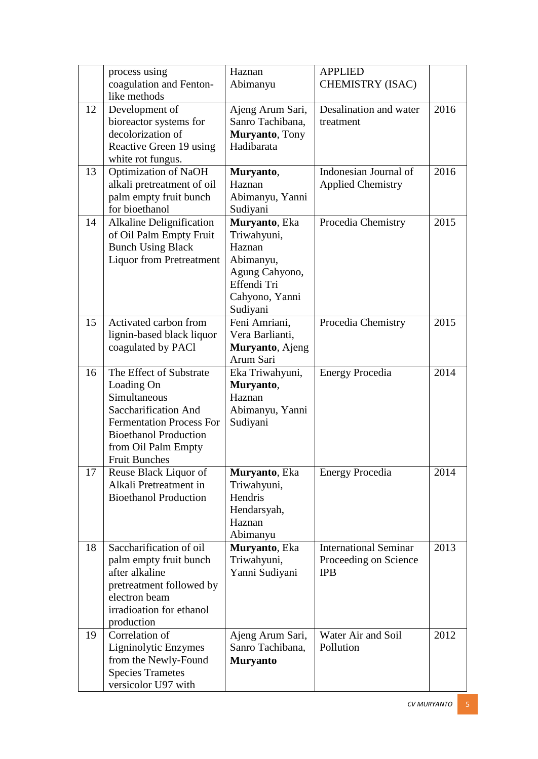| | process using coagulation and Fenton-like methods | Haznan Abimanyu | APPLIED CHEMISTRY (ISAC) | |
|---|---|---|---|---|
| 12 | Development of bioreactor systems for decolorization of Reactive Green 19 using white rot fungus. | Ajeng Arum Sari, Sanro Tachibana, **Muryanto**, Tony Hadibarata | Desalination and water treatment | 2016 |
| 13 | Optimization of NaOH alkali pretreatment of oil palm empty fruit bunch for bioethanol | **Muryanto**, Haznan Abimanyu, Yanni Sudiyani | Indonesian Journal of Applied Chemistry | 2016 |
| 14 | Alkaline Delignification of Oil Palm Empty Fruit Bunch Using Black Liquor from Pretreatment | **Muryanto**, Eka Triwahyuni, Haznan Abimanyu, Agung Cahyono, Effendi Tri Cahyono, Yanni Sudiyani | Procedia Chemistry | 2015 |
| 15 | Activated carbon from lignin-based black liquor coagulated by PACl | Feni Amriani, Vera Barlianti, **Muryanto**, Ajeng Arum Sari | Procedia Chemistry | 2015 |
| 16 | The Effect of Substrate Loading On Simultaneous Saccharification And Fermentation Process For Bioethanol Production from Oil Palm Empty Fruit Bunches | Eka Triwahyuni, **Muryanto**, Haznan Abimanyu, Yanni Sudiyani | Energy Procedia | 2014 |
| 17 | Reuse Black Liquor of Alkali Pretreatment in Bioethanol Production | **Muryanto**, Eka Triwahyuni, Hendris Hendarsyah, Haznan Abimanyu | Energy Procedia | 2014 |
| 18 | Saccharification of oil palm empty fruit bunch after alkaline pretreatment followed by electron beam irradioation for ethanol production | **Muryanto**, Eka Triwahyuni, Yanni Sudiyani | International Seminar Proceeding on Science IPB | 2013 |
| 19 | Correlation of Ligninolytic Enzymes from the Newly-Found Species Trametes versicolor U97 with | Ajeng Arum Sari, Sanro Tachibana, **Muryanto** | Water Air and Soil Pollution | 2012 |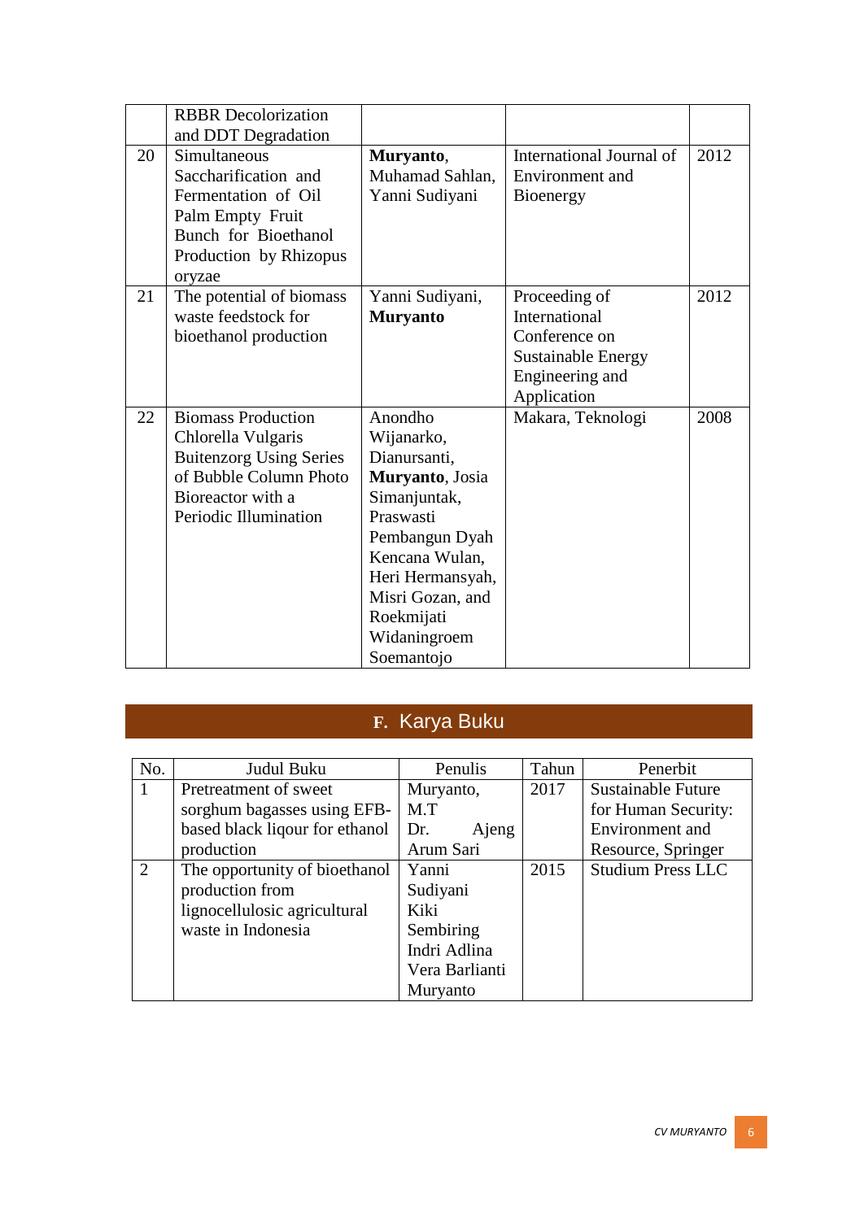|  | RBBR Decolorization and DDT Degradation |  |  |  |
|---|---|---|---|---|
| 20 | Simultaneous Saccharification and Fermentation of Oil Palm Empty Fruit Bunch for Bioethanol Production by Rhizopus oryzae | **Muryanto**, Muhamad Sahlan, Yanni Sudiyani | International Journal of Environment and Bioenergy | 2012 |
| 21 | The potential of biomass waste feedstock for bioethanol production | Yanni Sudiyani, **Muryanto** | Proceeding of International Conference on Sustainable Energy Engineering and Application | 2012 |
| 22 | Biomass Production Chlorella Vulgaris Buitenzorg Using Series of Bubble Column Photo Bioreactor with a Periodic Illumination | Anondho Wijanarko, Dianursanti, **Muryanto**, Josia Simanjuntak, Praswasti Pembangun Dyah Kencana Wulan, Heri Hermansyah, Misri Gozan, and Roekmijati Widaningroem Soemantojo | Makara, Teknologi | 2008 |

## F. Karya Buku

| No. | Judul Buku | Penulis | Tahun | Penerbit |
|---|---|---|---|---|
| 1 | Pretreatment of sweet sorghum bagasses using EFB-based black liqour for ethanol production | Muryanto, M.T Dr. Ajeng Arum Sari | 2017 | Sustainable Future for Human Security: Environment and Resource, Springer |
| 2 | The opportunity of bioethanol production from lignocellulosic agricultural waste in Indonesia | Yanni Sudiyani Kiki Sembiring Indri Adlina Vera Barlianti Muryanto | 2015 | Studium Press LLC |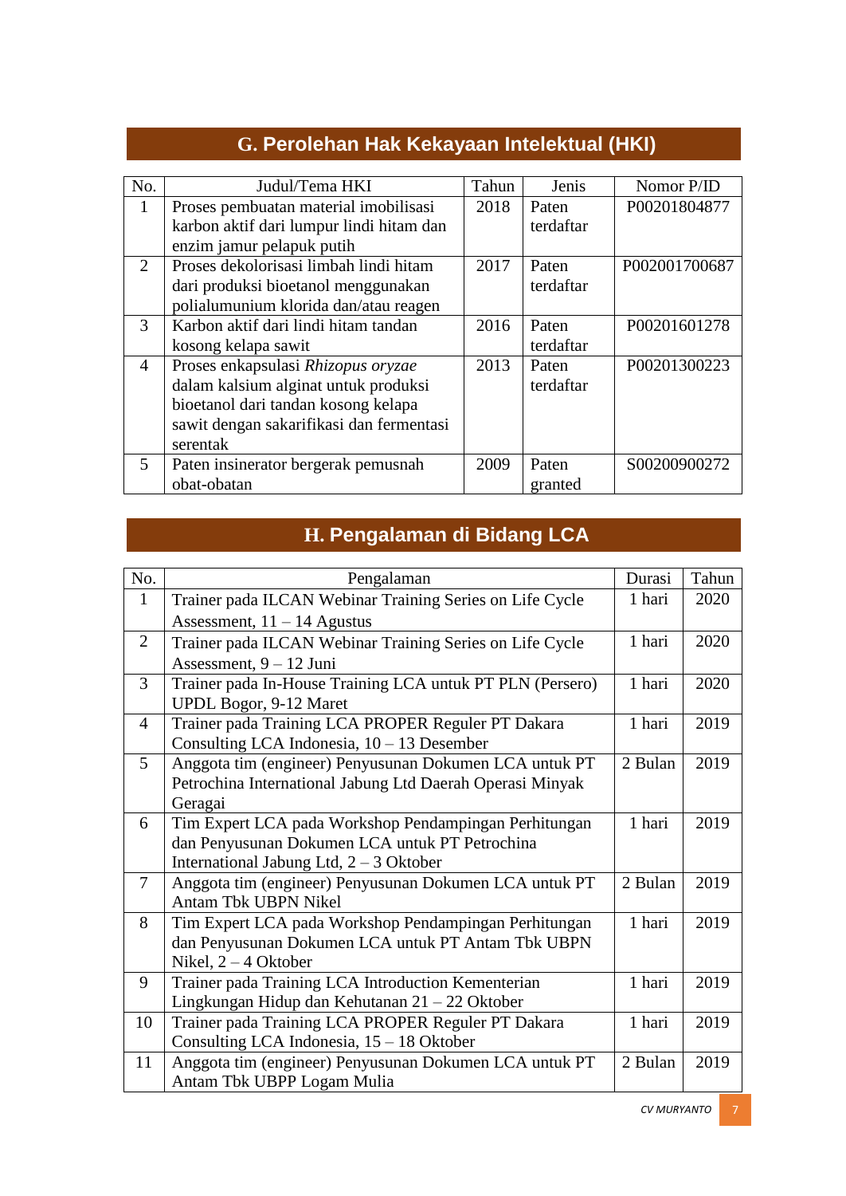## G. Perolehan Hak Kekayaan Intelektual (HKI)

| No. | Judul/Tema HKI | Tahun | Jenis | Nomor P/ID |
|---|---|---|---|---|
| 1 | Proses pembuatan material imobilisasi karbon aktif dari lumpur lindi hitam dan enzim jamur pelapuk putih | 2018 | Paten terdaftar | P00201804877 |
| 2 | Proses dekolorisasi limbah lindi hitam dari produksi bioetanol menggunakan polialumunium klorida dan/atau reagen | 2017 | Paten terdaftar | P002001700687 |
| 3 | Karbon aktif dari lindi hitam tandan kosong kelapa sawit | 2016 | Paten terdaftar | P00201601278 |
| 4 | Proses enkapsulasi *Rhizopus oryzae* dalam kalsium alginat untuk produksi bioetanol dari tandan kosong kelapa sawit dengan sakarifikasi dan fermentasi serentak | 2013 | Paten terdaftar | P00201300223 |
| 5 | Paten insinerator bergerak pemusnah obat-obatan | 2009 | Paten granted | S00200900272 |

## H. Pengalaman di Bidang LCA

| No. | Pengalaman | Durasi | Tahun |
|---|---|---|---|
| 1 | Trainer pada ILCAN Webinar Training Series on Life Cycle Assessment, 11 – 14 Agustus | 1 hari | 2020 |
| 2 | Trainer pada ILCAN Webinar Training Series on Life Cycle Assessment, 9 – 12 Juni | 1 hari | 2020 |
| 3 | Trainer pada In-House Training LCA untuk PT PLN (Persero) UPDL Bogor, 9-12 Maret | 1 hari | 2020 |
| 4 | Trainer pada Training LCA PROPER Reguler PT Dakara Consulting LCA Indonesia, 10 – 13 Desember | 1 hari | 2019 |
| 5 | Anggota tim (engineer) Penyusunan Dokumen LCA untuk PT Petrochina International Jabung Ltd Daerah Operasi Minyak Geragai | 2 Bulan | 2019 |
| 6 | Tim Expert LCA pada Workshop Pendampingan Perhitungan dan Penyusunan Dokumen LCA untuk PT Petrochina International Jabung Ltd, 2 – 3 Oktober | 1 hari | 2019 |
| 7 | Anggota tim (engineer) Penyusunan Dokumen LCA untuk PT Antam Tbk UBPN Nikel | 2 Bulan | 2019 |
| 8 | Tim Expert LCA pada Workshop Pendampingan Perhitungan dan Penyusunan Dokumen LCA untuk PT Antam Tbk UBPN Nikel, 2 – 4 Oktober | 1 hari | 2019 |
| 9 | Trainer pada Training LCA Introduction Kementerian Lingkungan Hidup dan Kehutanan 21 – 22 Oktober | 1 hari | 2019 |
| 10 | Trainer pada Training LCA PROPER Reguler PT Dakara Consulting LCA Indonesia, 15 – 18 Oktober | 1 hari | 2019 |
| 11 | Anggota tim (engineer) Penyusunan Dokumen LCA untuk PT Antam Tbk UBPP Logam Mulia | 2 Bulan | 2019 |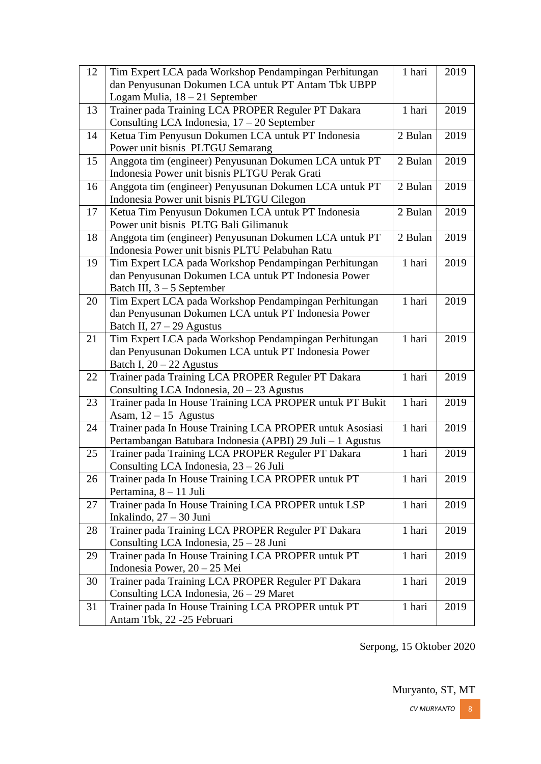| | | | |
|---|---|---|---|
| 12 | Tim Expert LCA pada Workshop Pendampingan Perhitungan dan Penyusunan Dokumen LCA untuk PT Antam Tbk UBPP Logam Mulia, 18 – 21 September | 1 hari | 2019 |
| 13 | Trainer pada Training LCA PROPER Reguler PT Dakara Consulting LCA Indonesia, 17 – 20 September | 1 hari | 2019 |
| 14 | Ketua Tim Penyusun Dokumen LCA untuk PT Indonesia Power unit bisnis PLTGU Semarang | 2 Bulan | 2019 |
| 15 | Anggota tim (engineer) Penyusunan Dokumen LCA untuk PT Indonesia Power unit bisnis PLTGU Perak Grati | 2 Bulan | 2019 |
| 16 | Anggota tim (engineer) Penyusunan Dokumen LCA untuk PT Indonesia Power unit bisnis PLTGU Cilegon | 2 Bulan | 2019 |
| 17 | Ketua Tim Penyusun Dokumen LCA untuk PT Indonesia Power unit bisnis PLTG Bali Gilimanuk | 2 Bulan | 2019 |
| 18 | Anggota tim (engineer) Penyusunan Dokumen LCA untuk PT Indonesia Power unit bisnis PLTU Pelabuhan Ratu | 2 Bulan | 2019 |
| 19 | Tim Expert LCA pada Workshop Pendampingan Perhitungan dan Penyusunan Dokumen LCA untuk PT Indonesia Power Batch III, 3 – 5 September | 1 hari | 2019 |
| 20 | Tim Expert LCA pada Workshop Pendampingan Perhitungan dan Penyusunan Dokumen LCA untuk PT Indonesia Power Batch II, 27 – 29 Agustus | 1 hari | 2019 |
| 21 | Tim Expert LCA pada Workshop Pendampingan Perhitungan dan Penyusunan Dokumen LCA untuk PT Indonesia Power Batch I, 20 – 22 Agustus | 1 hari | 2019 |
| 22 | Trainer pada Training LCA PROPER Reguler PT Dakara Consulting LCA Indonesia, 20 – 23 Agustus | 1 hari | 2019 |
| 23 | Trainer pada In House Training LCA PROPER untuk PT Bukit Asam, 12 – 15 Agustus | 1 hari | 2019 |
| 24 | Trainer pada In House Training LCA PROPER untuk Asosiasi Pertambangan Batubara Indonesia (APBI) 29 Juli – 1 Agustus | 1 hari | 2019 |
| 25 | Trainer pada Training LCA PROPER Reguler PT Dakara Consulting LCA Indonesia, 23 – 26 Juli | 1 hari | 2019 |
| 26 | Trainer pada In House Training LCA PROPER untuk PT Pertamina, 8 – 11 Juli | 1 hari | 2019 |
| 27 | Trainer pada In House Training LCA PROPER untuk LSP Inkalindo, 27 – 30 Juni | 1 hari | 2019 |
| 28 | Trainer pada Training LCA PROPER Reguler PT Dakara Consulting LCA Indonesia, 25 – 28 Juni | 1 hari | 2019 |
| 29 | Trainer pada In House Training LCA PROPER untuk PT Indonesia Power, 20 – 25 Mei | 1 hari | 2019 |
| 30 | Trainer pada Training LCA PROPER Reguler PT Dakara Consulting LCA Indonesia, 26 – 29 Maret | 1 hari | 2019 |
| 31 | Trainer pada In House Training LCA PROPER untuk PT Antam Tbk, 22 -25 Februari | 1 hari | 2019 |

Serpong, 15 Oktober 2020

Muryanto, ST, MT